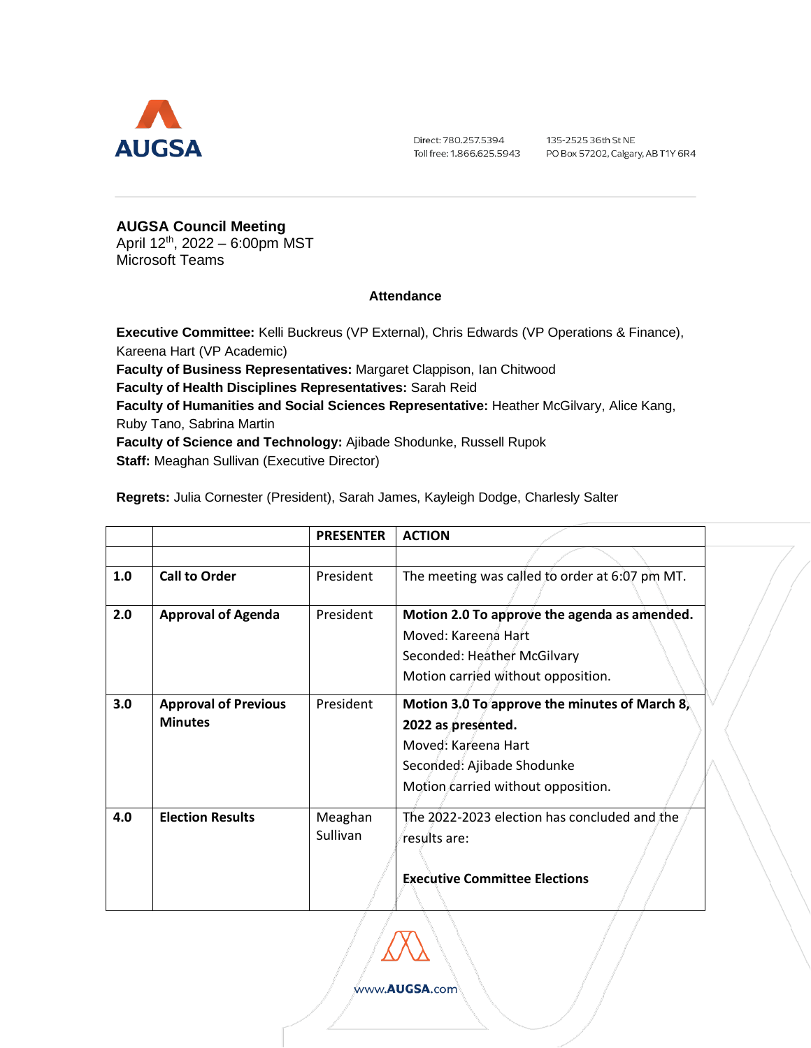AUGSA

Direct: 780.257.5394
Toll free: 1.866.625.5943

135-2525 36th St NE
PO Box 57202, Calgary, AB T1Y 6R4

**AUGSA Council Meeting**
April 12th, 2022 – 6:00pm MST
Microsoft Teams

**Attendance**

**Executive Committee:** Kelli Buckreus (VP External), Chris Edwards (VP Operations & Finance), Kareena Hart (VP Academic)
**Faculty of Business Representatives:** Margaret Clappison, Ian Chitwood
**Faculty of Health Disciplines Representatives:** Sarah Reid
**Faculty of Humanities and Social Sciences Representative:** Heather McGilvary, Alice Kang, Ruby Tano, Sabrina Martin
**Faculty of Science and Technology:** Ajibade Shodunke, Russell Rupok
**Staff:** Meaghan Sullivan (Executive Director)

**Regrets:** Julia Cornester (President), Sarah James, Kayleigh Dodge, Charlesly Salter

| | | PRESENTER | ACTION |
|---|---|---|---|
| | | | |
| **1.0** | **Call to Order** | President | The meeting was called to order at 6:07 pm MT. |
| **2.0** | **Approval of Agenda** | President | **Motion 2.0 To approve the agenda as amended.**<br>Moved: Kareena Hart<br>Seconded: Heather McGilvary<br>Motion carried without opposition. |
| **3.0** | **Approval of Previous Minutes** | President | **Motion 3.0 To approve the minutes of March 8, 2022 as presented.**<br>Moved: Kareena Hart<br>Seconded: Ajibade Shodunke<br>Motion carried without opposition. |
| **4.0** | **Election Results** | Meaghan Sullivan | The 2022-2023 election has concluded and the results are:<br><br>**Executive Committee Elections** |

www.AUGSA.com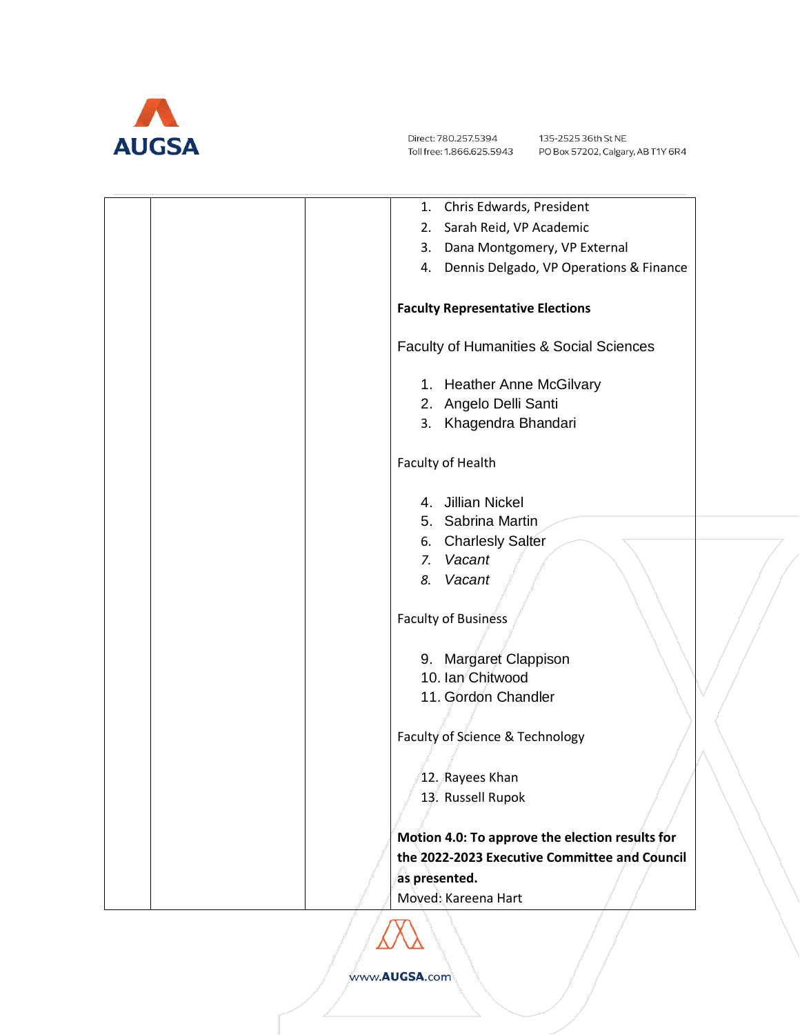| | | | |
|---|---|---|---|
| | | | 1. Chris Edwards, President<br>2. Sarah Reid, VP Academic<br>3. Dana Montgomery, VP External<br>4. Dennis Delgado, VP Operations & Finance<br><br>**Faculty Representative Elections**<br><br>Faculty of Humanities & Social Sciences<br><br>1. Heather Anne McGilvary<br>2. Angelo Delli Santi<br>3. Khagendra Bhandari<br><br>Faculty of Health<br><br>4. Jillian Nickel<br>5. Sabrina Martin<br>6. Charlesly Salter<br>7. *Vacant*<br>8. *Vacant*<br><br>Faculty of Business<br><br>9. Margaret Clappison<br>10. Ian Chitwood<br>11. Gordon Chandler<br><br>Faculty of Science & Technology<br><br>12. Rayees Khan<br>13. Russell Rupok<br><br>**Motion 4.0: To approve the election results for the 2022-2023 Executive Committee and Council as presented.**<br>Moved: Kareena Hart |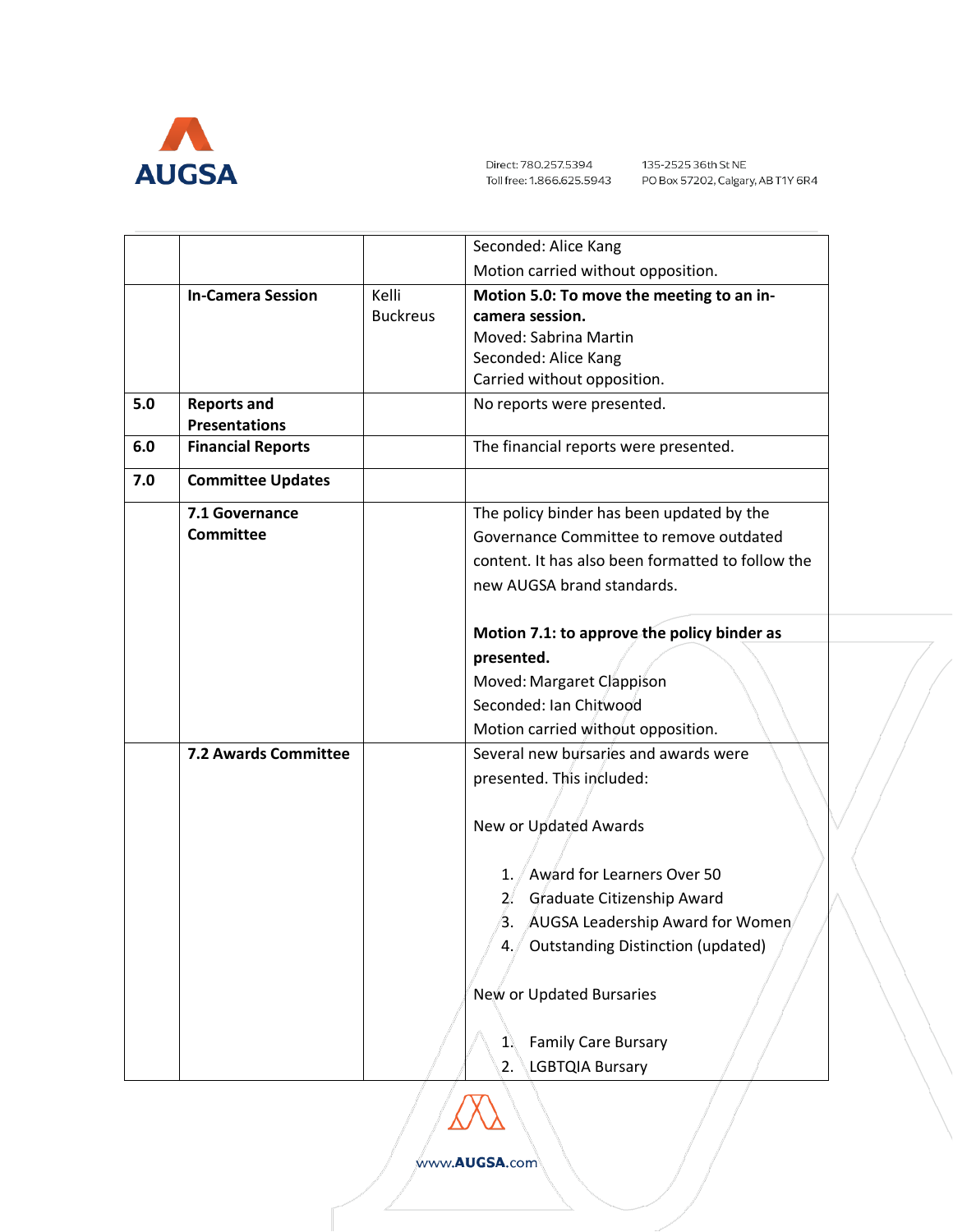| | | | |
|---|---|---|---|
| | | | Seconded: Alice Kang<br>Motion carried without opposition. |
| | **In-Camera Session** | Kelli Buckreus | **Motion 5.0: To move the meeting to an in-camera session.**<br>Moved: Sabrina Martin<br>Seconded: Alice Kang<br>Carried without opposition. |
| **5.0** | **Reports and Presentations** | | No reports were presented. |
| **6.0** | **Financial Reports** | | The financial reports were presented. |
| **7.0** | **Committee Updates** | | |
| | **7.1 Governance Committee** | | The policy binder has been updated by the Governance Committee to remove outdated content. It has also been formatted to follow the new AUGSA brand standards.<br><br>**Motion 7.1: to approve the policy binder as presented.**<br>Moved: Margaret Clappison<br>Seconded: Ian Chitwood<br>Motion carried without opposition. |
| | **7.2 Awards Committee** | | Several new bursaries and awards were presented. This included:<br><br>New or Updated Awards<br><br>1. Award for Learners Over 50<br>2. Graduate Citizenship Award<br>3. AUGSA Leadership Award for Women<br>4. Outstanding Distinction (updated)<br><br>New or Updated Bursaries<br><br>1. Family Care Bursary<br>2. LGBTQIA Bursary |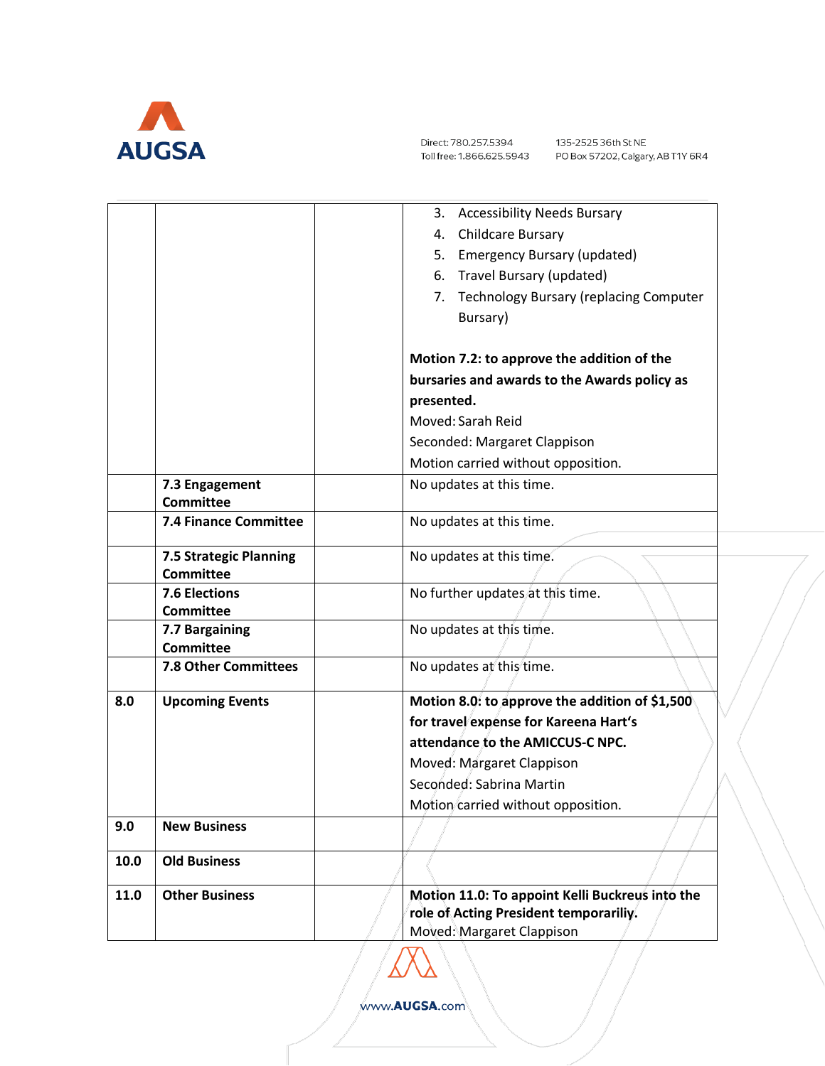| | | | |
|---|---|---|---|
| | | | 3. Accessibility Needs Bursary<br>4. Childcare Bursary<br>5. Emergency Bursary (updated)<br>6. Travel Bursary (updated)<br>7. Technology Bursary (replacing Computer Bursary)<br><br>**Motion 7.2: to approve the addition of the bursaries and awards to the Awards policy as presented.**<br>Moved: Sarah Reid<br>Seconded: Margaret Clappison<br>Motion carried without opposition. |
| | **7.3 Engagement Committee** | | No updates at this time. |
| | **7.4 Finance Committee** | | No updates at this time. |
| | **7.5 Strategic Planning Committee** | | No updates at this time. |
| | **7.6 Elections Committee** | | No further updates at this time. |
| | **7.7 Bargaining Committee** | | No updates at this time. |
| | **7.8 Other Committees** | | No updates at this time. |
| **8.0** | **Upcoming Events** | | **Motion 8.0: to approve the addition of $1,500 for travel expense for Kareena Hart's attendance to the AMICCUS-C NPC.**<br>Moved: Margaret Clappison<br>Seconded: Sabrina Martin<br>Motion carried without opposition. |
| **9.0** | **New Business** | | |
| **10.0** | **Old Business** | | |
| **11.0** | **Other Business** | | **Motion 11.0: To appoint Kelli Buckreus into the role of Acting President temporariliy.**<br>Moved: Margaret Clappison |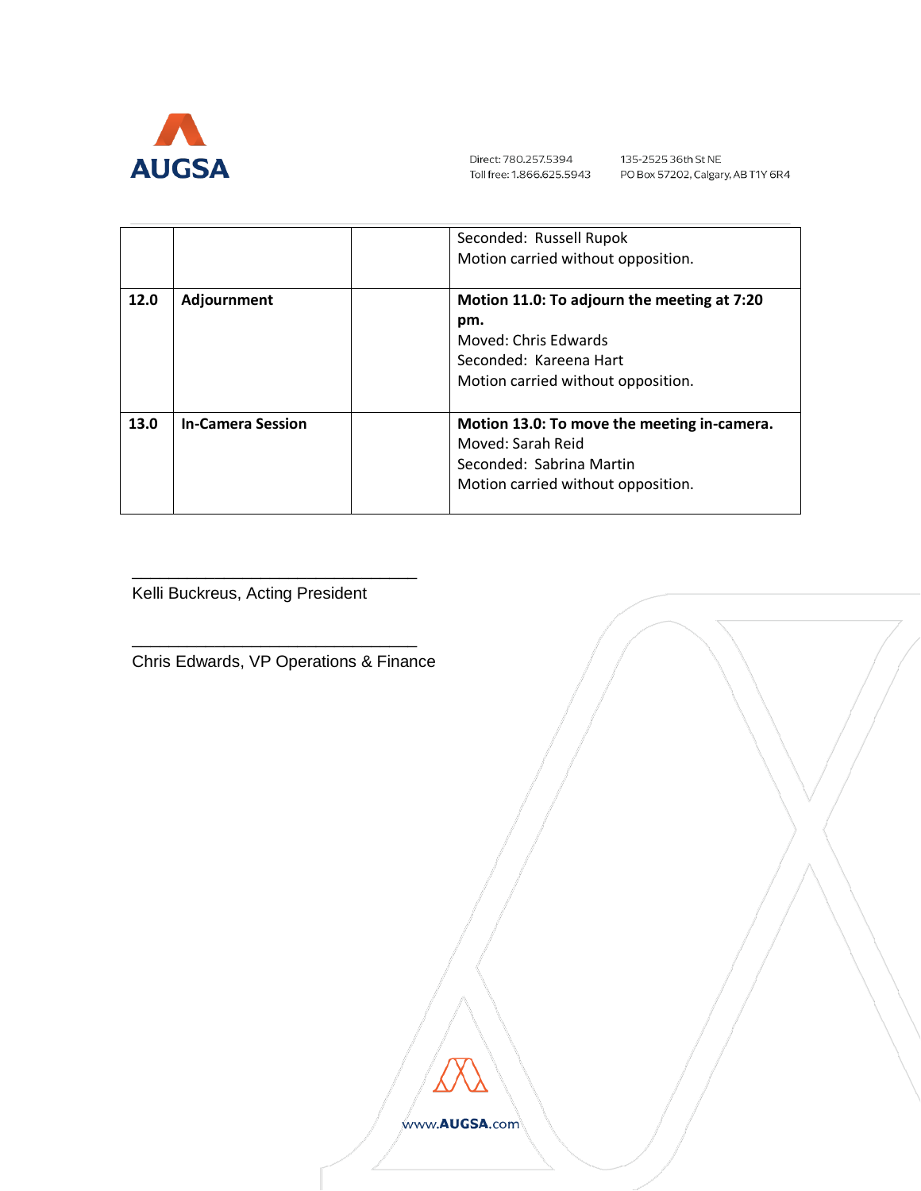| | | | |
|---|---|---|---|
| | | | Seconded: Russell Rupok<br>Motion carried without opposition. |
| **12.0** | **Adjournment** | | **Motion 11.0: To adjourn the meeting at 7:20 pm.**<br>Moved: Chris Edwards<br>Seconded: Kareena Hart<br>Motion carried without opposition. |
| **13.0** | **In-Camera Session** | | **Motion 13.0: To move the meeting in-camera.**<br>Moved: Sarah Reid<br>Seconded: Sabrina Martin<br>Motion carried without opposition. |

\_\_\_\_\_\_\_\_\_\_\_\_\_\_\_\_\_\_\_\_\_\_\_\_\_\_\_\_\_\_\_\_

Kelli Buckreus, Acting President

\_\_\_\_\_\_\_\_\_\_\_\_\_\_\_\_\_\_\_\_\_\_\_\_\_\_\_\_\_\_\_\_

Chris Edwards, VP Operations & Finance